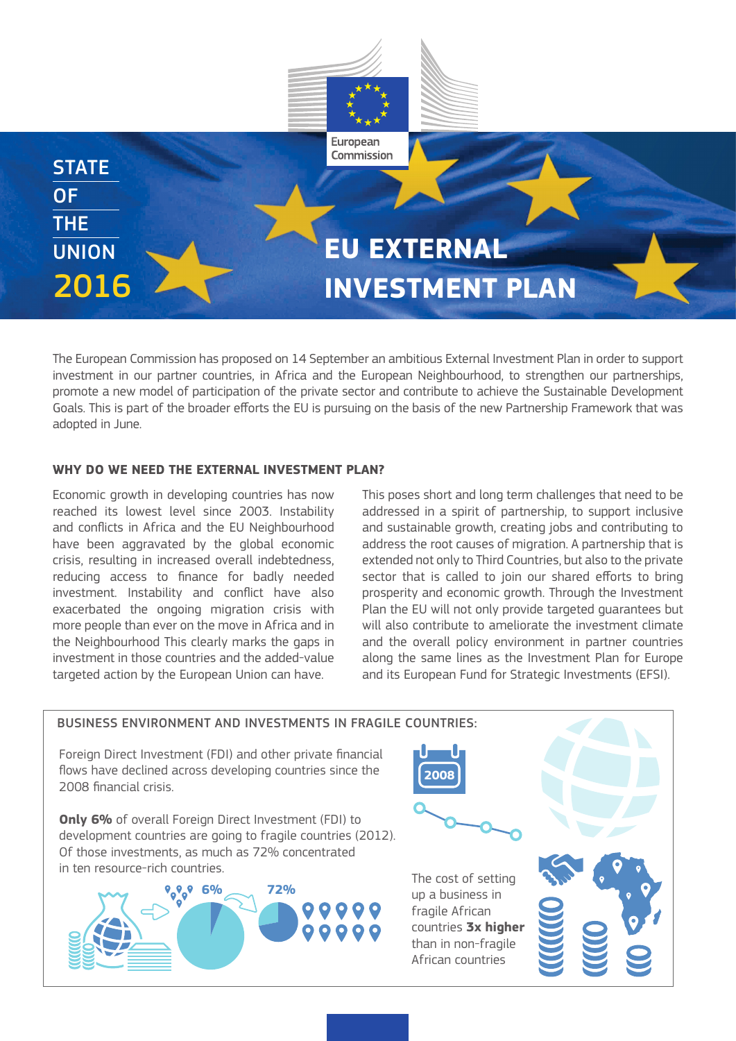European Commission

STATE OF THE UNION 2016

# EU EXTERNAL INVESTMENT PLAN

The European Commission has proposed on 14 September an ambitious External Investment Plan in order to support investment in our partner countries, in Africa and the European Neighbourhood, to strengthen our partnerships, promote a new model of participation of the private sector and contribute to achieve the Sustainable Development Goals. This is part of the broader efforts the EU is pursuing on the basis of the new Partnership Framework that was adopted in June.

## WHY DO WE NEED THE EXTERNAL INVESTMENT PLAN?

Economic growth in developing countries has now reached its lowest level since 2003. Instability and conflicts in Africa and the EU Neighbourhood have been aggravated by the global economic crisis, resulting in increased overall indebtedness, reducing access to finance for badly needed investment. Instability and conflict have also exacerbated the ongoing migration crisis with more people than ever on the move in Africa and in the Neighbourhood This clearly marks the gaps in investment in those countries and the added-value targeted action by the European Union can have.

This poses short and long term challenges that need to be addressed in a spirit of partnership, to support inclusive and sustainable growth, creating jobs and contributing to address the root causes of migration. A partnership that is extended not only to Third Countries, but also to the private sector that is called to join our shared efforts to bring prosperity and economic growth. Through the Investment Plan the EU will not only provide targeted guarantees but will also contribute to ameliorate the investment climate and the overall policy environment in partner countries along the same lines as the Investment Plan for Europe and its European Fund for Strategic Investments (EFSI).

### BUSINESS ENVIRONMENT AND INVESTMENTS IN FRAGILE COUNTRIES:

Foreign Direct Investment (FDI) and other private financial flows have declined across developing countries since the 2008 financial crisis.

2008

**Only 6%** of overall Foreign Direct Investment (FDI) to development countries are going to fragile countries (2012). Of those investments, as much as 72% concentrated in ten resource-rich countries.

6%

72%

The cost of setting up a business in fragile African countries **3x higher** than in non-fragile African countries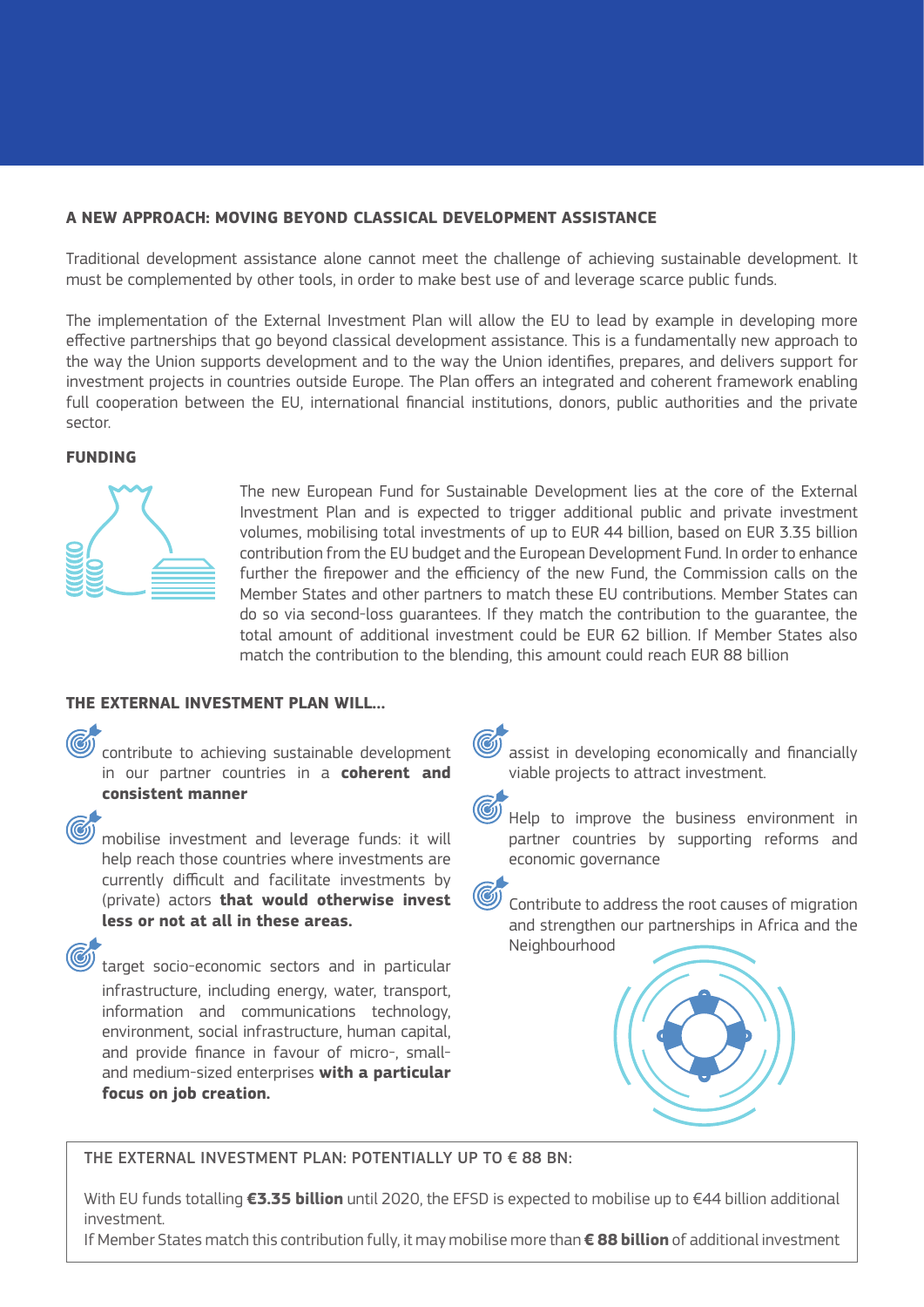## A NEW APPROACH: MOVING BEYOND CLASSICAL DEVELOPMENT ASSISTANCE

Traditional development assistance alone cannot meet the challenge of achieving sustainable development. It must be complemented by other tools, in order to make best use of and leverage scarce public funds.

The implementation of the External Investment Plan will allow the EU to lead by example in developing more effective partnerships that go beyond classical development assistance. This is a fundamentally new approach to the way the Union supports development and to the way the Union identifies, prepares, and delivers support for investment projects in countries outside Europe. The Plan offers an integrated and coherent framework enabling full cooperation between the EU, international financial institutions, donors, public authorities and the private sector.

### FUNDING

The new European Fund for Sustainable Development lies at the core of the External Investment Plan and is expected to trigger additional public and private investment volumes, mobilising total investments of up to EUR 44 billion, based on EUR 3.35 billion contribution from the EU budget and the European Development Fund. In order to enhance further the firepower and the efficiency of the new Fund, the Commission calls on the Member States and other partners to match these EU contributions. Member States can do so via second-loss guarantees. If they match the contribution to the guarantee, the total amount of additional investment could be EUR 62 billion. If Member States also match the contribution to the blending, this amount could reach EUR 88 billion

### THE EXTERNAL INVESTMENT PLAN WILL...

- contribute to achieving sustainable development in our partner countries in a **coherent and consistent manner**
- mobilise investment and leverage funds: it will help reach those countries where investments are currently difficult and facilitate investments by (private) actors **that would otherwise invest less or not at all in these areas.**
- target socio-economic sectors and in particular infrastructure, including energy, water, transport, information and communications technology, environment, social infrastructure, human capital, and provide finance in favour of micro-, small- and medium-sized enterprises **with a particular focus on job creation.**
- assist in developing economically and financially viable projects to attract investment.
- Help to improve the business environment in partner countries by supporting reforms and economic governance
- Contribute to address the root causes of migration and strengthen our partnerships in Africa and the Neighbourhood

THE EXTERNAL INVESTMENT PLAN: POTENTIALLY UP TO € 88 BN:

With EU funds totalling **€3.35 billion** until 2020, the EFSD is expected to mobilise up to €44 billion additional investment.
If Member States match this contribution fully, it may mobilise more than **€ 88 billion** of additional investment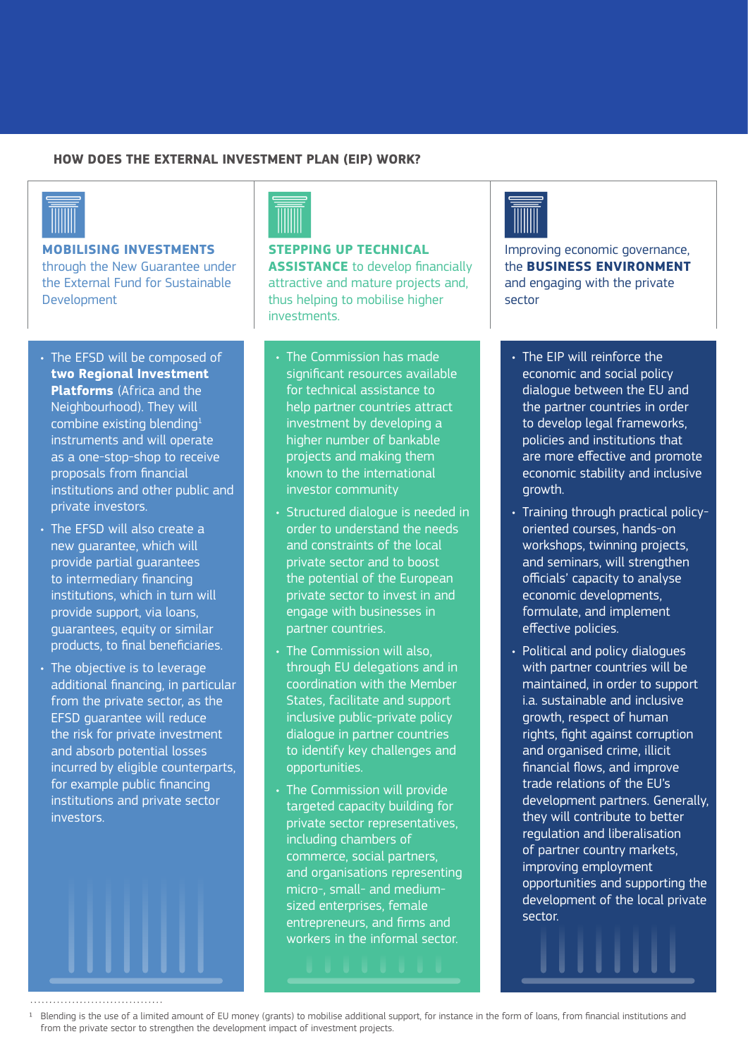## HOW DOES THE EXTERNAL INVESTMENT PLAN (EIP) WORK?

### MOBILISING INVESTMENTS through the New Guarantee under the External Fund for Sustainable Development

- The EFSD will be composed of **two Regional Investment Platforms** (Africa and the Neighbourhood). They will combine existing blending[1] instruments and will operate as a one-stop-shop to receive proposals from financial institutions and other public and private investors.
- The EFSD will also create a new guarantee, which will provide partial guarantees to intermediary financing institutions, which in turn will provide support, via loans, guarantees, equity or similar products, to final beneficiaries.
- The objective is to leverage additional financing, in particular from the private sector, as the EFSD guarantee will reduce the risk for private investment and absorb potential losses incurred by eligible counterparts, for example public financing institutions and private sector investors.

### STEPPING UP TECHNICAL ASSISTANCE to develop financially attractive and mature projects and, thus helping to mobilise higher investments.

- The Commission has made significant resources available for technical assistance to help partner countries attract investment by developing a higher number of bankable projects and making them known to the international investor community
- Structured dialogue is needed in order to understand the needs and constraints of the local private sector and to boost the potential of the European private sector to invest in and engage with businesses in partner countries.
- The Commission will also, through EU delegations and in coordination with the Member States, facilitate and support inclusive public-private policy dialogue in partner countries to identify key challenges and opportunities.
- The Commission will provide targeted capacity building for private sector representatives, including chambers of commerce, social partners, and organisations representing micro-, small- and medium-sized enterprises, female entrepreneurs, and firms and workers in the informal sector.

### Improving economic governance, the BUSINESS ENVIRONMENT and engaging with the private sector

- The EIP will reinforce the economic and social policy dialogue between the EU and the partner countries in order to develop legal frameworks, policies and institutions that are more effective and promote economic stability and inclusive growth.
- Training through practical policy-oriented courses, hands-on workshops, twinning projects, and seminars, will strengthen officials' capacity to analyse economic developments, formulate, and implement effective policies.
- Political and policy dialogues with partner countries will be maintained, in order to support i.a. sustainable and inclusive growth, respect of human rights, fight against corruption and organised crime, illicit financial flows, and improve trade relations of the EU's development partners. Generally, they will contribute to better regulation and liberalisation of partner country markets, improving employment opportunities and supporting the development of the local private sector.

---

[1] Blending is the use of a limited amount of EU money (grants) to mobilise additional support, for instance in the form of loans, from financial institutions and from the private sector to strengthen the development impact of investment projects.